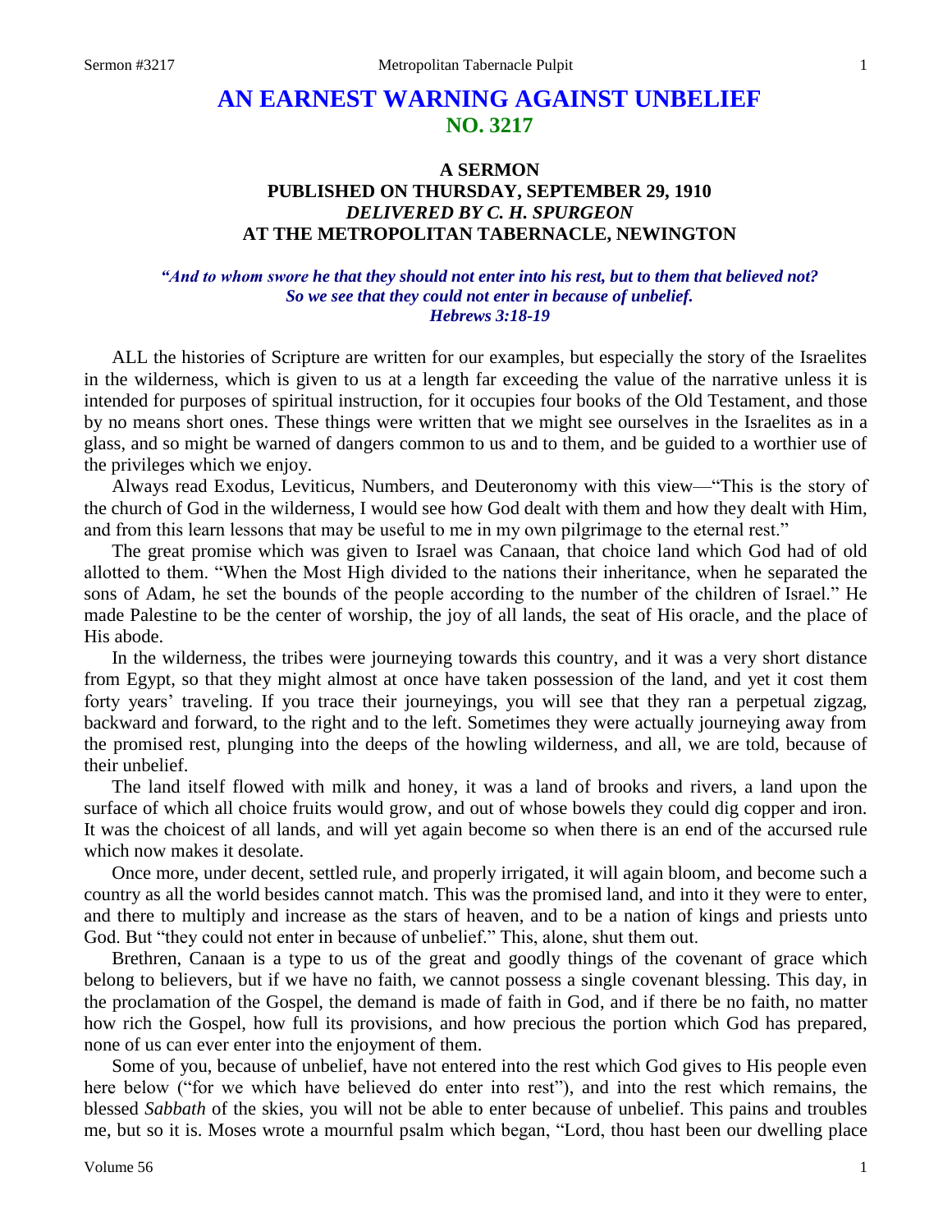# AN EARNEST WARNING AGAINST UNBELIEF
## NO. 3217

### A SERMON
### PUBLISHED ON THURSDAY, SEPTEMBER 29, 1910
### *DELIVERED BY C. H. SPURGEON*
### AT THE METROPOLITAN TABERNACLE, NEWINGTON

***"And to whom swore he that they should not enter into his rest, but to them that believed not? So we see that they could not enter in because of unbelief. Hebrews 3:18-19"***

ALL the histories of Scripture are written for our examples, but especially the story of the Israelites in the wilderness, which is given to us at a length far exceeding the value of the narrative unless it is intended for purposes of spiritual instruction, for it occupies four books of the Old Testament, and those by no means short ones. These things were written that we might see ourselves in the Israelites as in a glass, and so might be warned of dangers common to us and to them, and be guided to a worthier use of the privileges which we enjoy.

Always read Exodus, Leviticus, Numbers, and Deuteronomy with this view—"This is the story of the church of God in the wilderness, I would see how God dealt with them and how they dealt with Him, and from this learn lessons that may be useful to me in my own pilgrimage to the eternal rest."

The great promise which was given to Israel was Canaan, that choice land which God had of old allotted to them. "When the Most High divided to the nations their inheritance, when he separated the sons of Adam, he set the bounds of the people according to the number of the children of Israel." He made Palestine to be the center of worship, the joy of all lands, the seat of His oracle, and the place of His abode.

In the wilderness, the tribes were journeying towards this country, and it was a very short distance from Egypt, so that they might almost at once have taken possession of the land, and yet it cost them forty years' traveling. If you trace their journeyings, you will see that they ran a perpetual zigzag, backward and forward, to the right and to the left. Sometimes they were actually journeying away from the promised rest, plunging into the deeps of the howling wilderness, and all, we are told, because of their unbelief.

The land itself flowed with milk and honey, it was a land of brooks and rivers, a land upon the surface of which all choice fruits would grow, and out of whose bowels they could dig copper and iron. It was the choicest of all lands, and will yet again become so when there is an end of the accursed rule which now makes it desolate.

Once more, under decent, settled rule, and properly irrigated, it will again bloom, and become such a country as all the world besides cannot match. This was the promised land, and into it they were to enter, and there to multiply and increase as the stars of heaven, and to be a nation of kings and priests unto God. But "they could not enter in because of unbelief." This, alone, shut them out.

Brethren, Canaan is a type to us of the great and goodly things of the covenant of grace which belong to believers, but if we have no faith, we cannot possess a single covenant blessing. This day, in the proclamation of the Gospel, the demand is made of faith in God, and if there be no faith, no matter how rich the Gospel, how full its provisions, and how precious the portion which God has prepared, none of us can ever enter into the enjoyment of them.

Some of you, because of unbelief, have not entered into the rest which God gives to His people even here below ("for we which have believed do enter into rest"), and into the rest which remains, the blessed *Sabbath* of the skies, you will not be able to enter because of unbelief. This pains and troubles me, but so it is. Moses wrote a mournful psalm which began, "Lord, thou hast been our dwelling place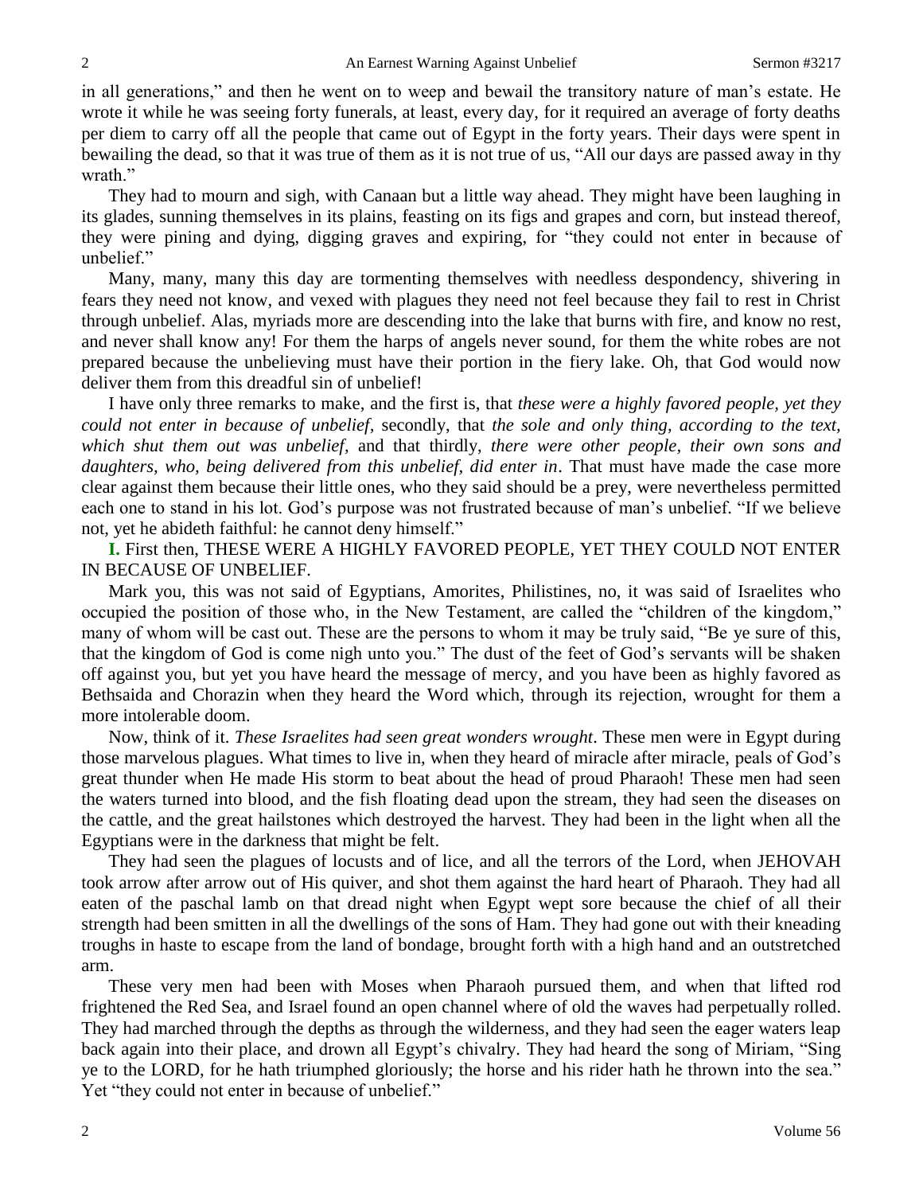in all generations," and then he went on to weep and bewail the transitory nature of man's estate. He wrote it while he was seeing forty funerals, at least, every day, for it required an average of forty deaths per diem to carry off all the people that came out of Egypt in the forty years. Their days were spent in bewailing the dead, so that it was true of them as it is not true of us, "All our days are passed away in thy wrath."

They had to mourn and sigh, with Canaan but a little way ahead. They might have been laughing in its glades, sunning themselves in its plains, feasting on its figs and grapes and corn, but instead thereof, they were pining and dying, digging graves and expiring, for "they could not enter in because of unbelief."

Many, many, many this day are tormenting themselves with needless despondency, shivering in fears they need not know, and vexed with plagues they need not feel because they fail to rest in Christ through unbelief. Alas, myriads more are descending into the lake that burns with fire, and know no rest, and never shall know any! For them the harps of angels never sound, for them the white robes are not prepared because the unbelieving must have their portion in the fiery lake. Oh, that God would now deliver them from this dreadful sin of unbelief!

I have only three remarks to make, and the first is, that *these were a highly favored people, yet they could not enter in because of unbelief,* secondly, that *the sole and only thing, according to the text, which shut them out was unbelief,* and that thirdly, *there were other people, their own sons and daughters, who, being delivered from this unbelief, did enter in*. That must have made the case more clear against them because their little ones, who they said should be a prey, were nevertheless permitted each one to stand in his lot. God's purpose was not frustrated because of man's unbelief. "If we believe not, yet he abideth faithful: he cannot deny himself."

**I.** First then, THESE WERE A HIGHLY FAVORED PEOPLE, YET THEY COULD NOT ENTER IN BECAUSE OF UNBELIEF.

Mark you, this was not said of Egyptians, Amorites, Philistines, no, it was said of Israelites who occupied the position of those who, in the New Testament, are called the "children of the kingdom," many of whom will be cast out. These are the persons to whom it may be truly said, "Be ye sure of this, that the kingdom of God is come nigh unto you." The dust of the feet of God's servants will be shaken off against you, but yet you have heard the message of mercy, and you have been as highly favored as Bethsaida and Chorazin when they heard the Word which, through its rejection, wrought for them a more intolerable doom.

Now, think of it. *These Israelites had seen great wonders wrought*. These men were in Egypt during those marvelous plagues. What times to live in, when they heard of miracle after miracle, peals of God's great thunder when He made His storm to beat about the head of proud Pharaoh! These men had seen the waters turned into blood, and the fish floating dead upon the stream, they had seen the diseases on the cattle, and the great hailstones which destroyed the harvest. They had been in the light when all the Egyptians were in the darkness that might be felt.

They had seen the plagues of locusts and of lice, and all the terrors of the Lord, when JEHOVAH took arrow after arrow out of His quiver, and shot them against the hard heart of Pharaoh. They had all eaten of the paschal lamb on that dread night when Egypt wept sore because the chief of all their strength had been smitten in all the dwellings of the sons of Ham. They had gone out with their kneading troughs in haste to escape from the land of bondage, brought forth with a high hand and an outstretched arm.

These very men had been with Moses when Pharaoh pursued them, and when that lifted rod frightened the Red Sea, and Israel found an open channel where of old the waves had perpetually rolled. They had marched through the depths as through the wilderness, and they had seen the eager waters leap back again into their place, and drown all Egypt's chivalry. They had heard the song of Miriam, "Sing ye to the LORD, for he hath triumphed gloriously; the horse and his rider hath he thrown into the sea." Yet "they could not enter in because of unbelief."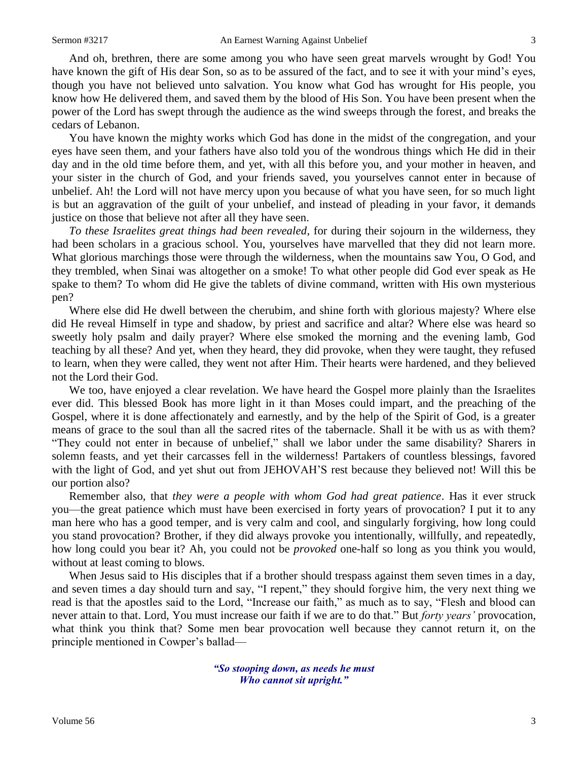And oh, brethren, there are some among you who have seen great marvels wrought by God! You have known the gift of His dear Son, so as to be assured of the fact, and to see it with your mind's eyes, though you have not believed unto salvation. You know what God has wrought for His people, you know how He delivered them, and saved them by the blood of His Son. You have been present when the power of the Lord has swept through the audience as the wind sweeps through the forest, and breaks the cedars of Lebanon.

You have known the mighty works which God has done in the midst of the congregation, and your eyes have seen them, and your fathers have also told you of the wondrous things which He did in their day and in the old time before them, and yet, with all this before you, and your mother in heaven, and your sister in the church of God, and your friends saved, you yourselves cannot enter in because of unbelief. Ah! the Lord will not have mercy upon you because of what you have seen, for so much light is but an aggravation of the guilt of your unbelief, and instead of pleading in your favor, it demands justice on those that believe not after all they have seen.

*To these Israelites great things had been revealed,* for during their sojourn in the wilderness, they had been scholars in a gracious school. You, yourselves have marvelled that they did not learn more. What glorious marchings those were through the wilderness, when the mountains saw You, O God, and they trembled, when Sinai was altogether on a smoke! To what other people did God ever speak as He spake to them? To whom did He give the tablets of divine command, written with His own mysterious pen?

Where else did He dwell between the cherubim, and shine forth with glorious majesty? Where else did He reveal Himself in type and shadow, by priest and sacrifice and altar? Where else was heard so sweetly holy psalm and daily prayer? Where else smoked the morning and the evening lamb, God teaching by all these? And yet, when they heard, they did provoke, when they were taught, they refused to learn, when they were called, they went not after Him. Their hearts were hardened, and they believed not the Lord their God.

We too, have enjoyed a clear revelation. We have heard the Gospel more plainly than the Israelites ever did. This blessed Book has more light in it than Moses could impart, and the preaching of the Gospel, where it is done affectionately and earnestly, and by the help of the Spirit of God, is a greater means of grace to the soul than all the sacred rites of the tabernacle. Shall it be with us as with them? "They could not enter in because of unbelief," shall we labor under the same disability? Sharers in solemn feasts, and yet their carcasses fell in the wilderness! Partakers of countless blessings, favored with the light of God, and yet shut out from JEHOVAH'S rest because they believed not! Will this be our portion also?

Remember also, that *they were a people with whom God had great patience*. Has it ever struck you—the great patience which must have been exercised in forty years of provocation? I put it to any man here who has a good temper, and is very calm and cool, and singularly forgiving, how long could you stand provocation? Brother, if they did always provoke you intentionally, willfully, and repeatedly, how long could you bear it? Ah, you could not be *provoked* one-half so long as you think you would, without at least coming to blows.

When Jesus said to His disciples that if a brother should trespass against them seven times in a day, and seven times a day should turn and say, "I repent," they should forgive him, the very next thing we read is that the apostles said to the Lord, "Increase our faith," as much as to say, "Flesh and blood can never attain to that. Lord, You must increase our faith if we are to do that." But *forty years'* provocation, what think you think that? Some men bear provocation well because they cannot return it, on the principle mentioned in Cowper's ballad—

> ***"So stooping down, as needs he must***
> ***Who cannot sit upright."***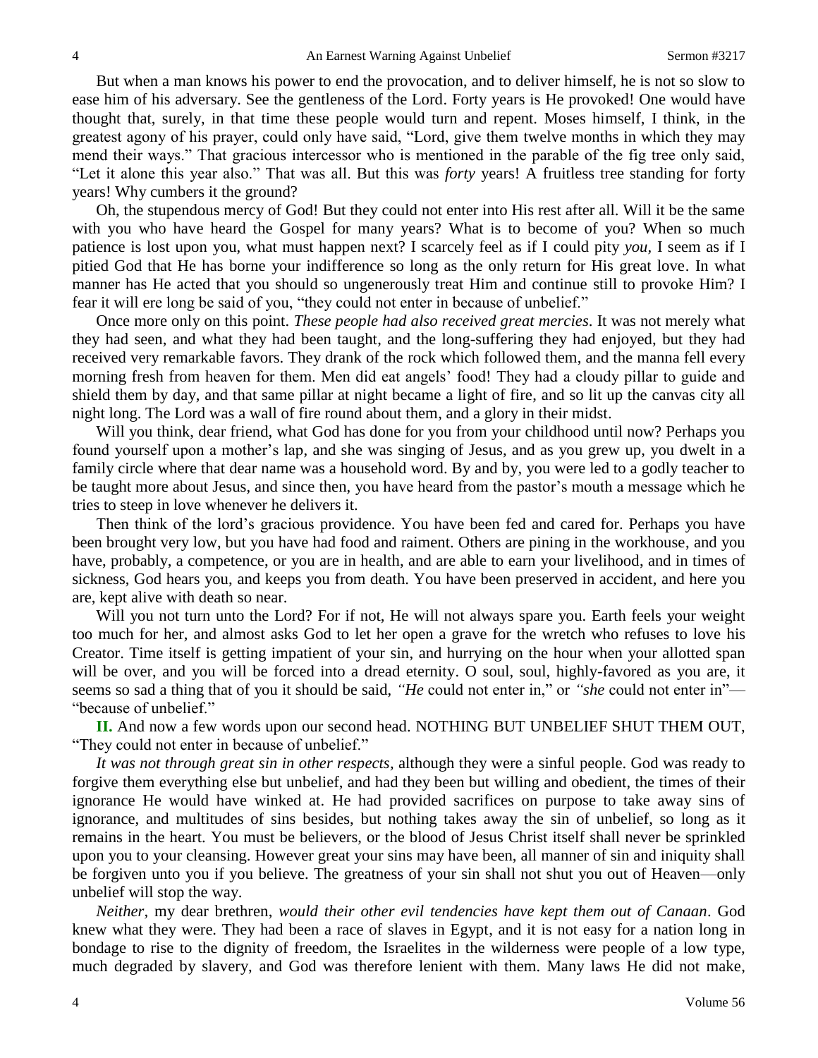But when a man knows his power to end the provocation, and to deliver himself, he is not so slow to ease him of his adversary. See the gentleness of the Lord. Forty years is He provoked! One would have thought that, surely, in that time these people would turn and repent. Moses himself, I think, in the greatest agony of his prayer, could only have said, "Lord, give them twelve months in which they may mend their ways." That gracious intercessor who is mentioned in the parable of the fig tree only said, "Let it alone this year also." That was all. But this was *forty* years! A fruitless tree standing for forty years! Why cumbers it the ground?

Oh, the stupendous mercy of God! But they could not enter into His rest after all. Will it be the same with you who have heard the Gospel for many years? What is to become of you? When so much patience is lost upon you, what must happen next? I scarcely feel as if I could pity *you,* I seem as if I pitied God that He has borne your indifference so long as the only return for His great love. In what manner has He acted that you should so ungenerously treat Him and continue still to provoke Him? I fear it will ere long be said of you, "they could not enter in because of unbelief."

Once more only on this point. *These people had also received great mercies*. It was not merely what they had seen, and what they had been taught, and the long-suffering they had enjoyed, but they had received very remarkable favors. They drank of the rock which followed them, and the manna fell every morning fresh from heaven for them. Men did eat angels' food! They had a cloudy pillar to guide and shield them by day, and that same pillar at night became a light of fire, and so lit up the canvas city all night long. The Lord was a wall of fire round about them, and a glory in their midst.

Will you think, dear friend, what God has done for you from your childhood until now? Perhaps you found yourself upon a mother's lap, and she was singing of Jesus, and as you grew up, you dwelt in a family circle where that dear name was a household word. By and by, you were led to a godly teacher to be taught more about Jesus, and since then, you have heard from the pastor's mouth a message which he tries to steep in love whenever he delivers it.

Then think of the lord's gracious providence. You have been fed and cared for. Perhaps you have been brought very low, but you have had food and raiment. Others are pining in the workhouse, and you have, probably, a competence, or you are in health, and are able to earn your livelihood, and in times of sickness, God hears you, and keeps you from death. You have been preserved in accident, and here you are, kept alive with death so near.

Will you not turn unto the Lord? For if not, He will not always spare you. Earth feels your weight too much for her, and almost asks God to let her open a grave for the wretch who refuses to love his Creator. Time itself is getting impatient of your sin, and hurrying on the hour when your allotted span will be over, and you will be forced into a dread eternity. O soul, soul, highly-favored as you are, it seems so sad a thing that of you it should be said, *"He* could not enter in," or *"she* could not enter in"—"because of unbelief."

**II.** And now a few words upon our second head. NOTHING BUT UNBELIEF SHUT THEM OUT, "They could not enter in because of unbelief."

*It was not through great sin in other respects,* although they were a sinful people. God was ready to forgive them everything else but unbelief, and had they been but willing and obedient, the times of their ignorance He would have winked at. He had provided sacrifices on purpose to take away sins of ignorance, and multitudes of sins besides, but nothing takes away the sin of unbelief, so long as it remains in the heart. You must be believers, or the blood of Jesus Christ itself shall never be sprinkled upon you to your cleansing. However great your sins may have been, all manner of sin and iniquity shall be forgiven unto you if you believe. The greatness of your sin shall not shut you out of Heaven—only unbelief will stop the way.

*Neither,* my dear brethren, *would their other evil tendencies have kept them out of Canaan*. God knew what they were. They had been a race of slaves in Egypt, and it is not easy for a nation long in bondage to rise to the dignity of freedom, the Israelites in the wilderness were people of a low type, much degraded by slavery, and God was therefore lenient with them. Many laws He did not make,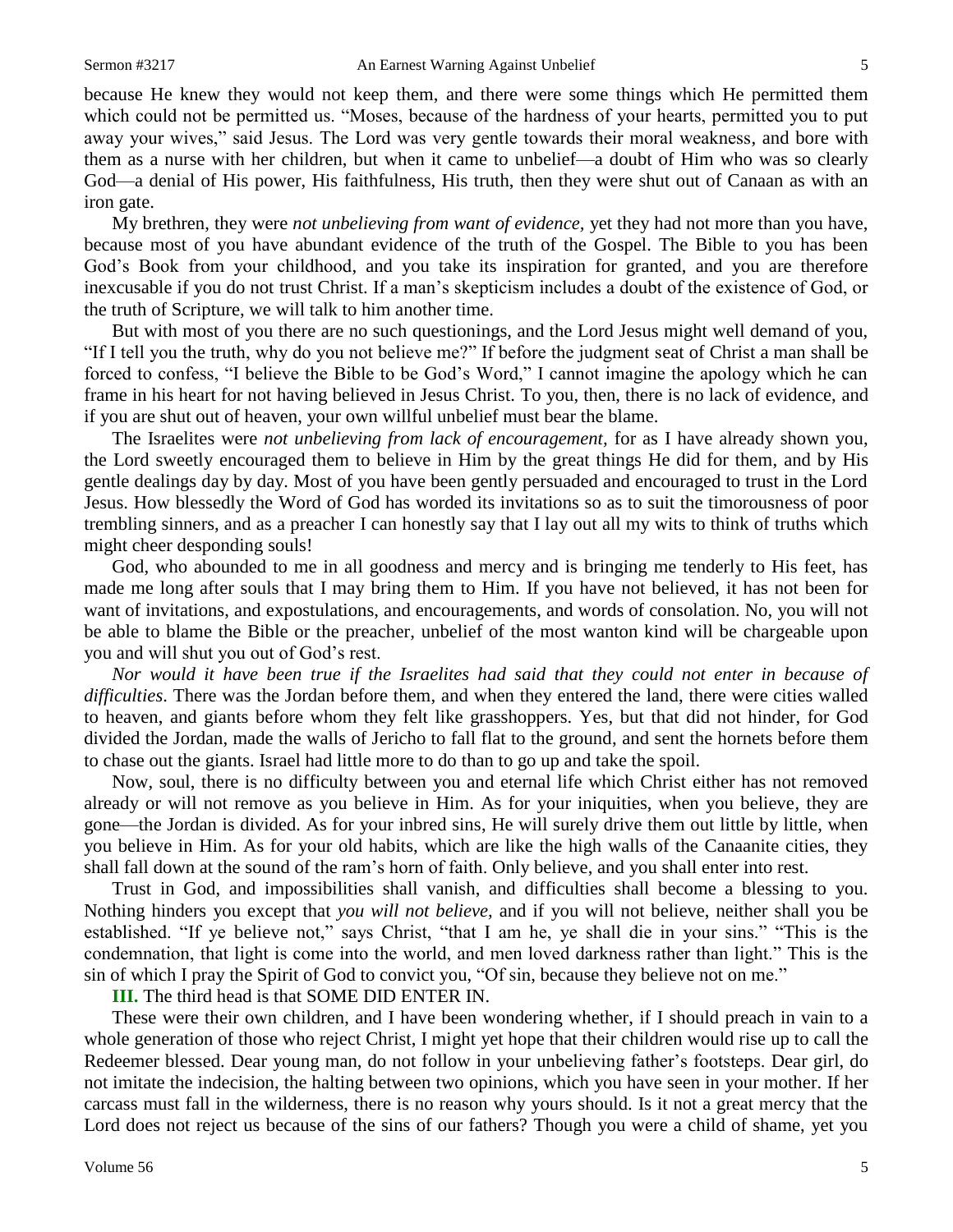because He knew they would not keep them, and there were some things which He permitted them which could not be permitted us. "Moses, because of the hardness of your hearts, permitted you to put away your wives," said Jesus. The Lord was very gentle towards their moral weakness, and bore with them as a nurse with her children, but when it came to unbelief—a doubt of Him who was so clearly God—a denial of His power, His faithfulness, His truth, then they were shut out of Canaan as with an iron gate.

My brethren, they were *not unbelieving from want of evidence,* yet they had not more than you have, because most of you have abundant evidence of the truth of the Gospel. The Bible to you has been God's Book from your childhood, and you take its inspiration for granted, and you are therefore inexcusable if you do not trust Christ. If a man's skepticism includes a doubt of the existence of God, or the truth of Scripture, we will talk to him another time.

But with most of you there are no such questionings, and the Lord Jesus might well demand of you, "If I tell you the truth, why do you not believe me?" If before the judgment seat of Christ a man shall be forced to confess, "I believe the Bible to be God's Word," I cannot imagine the apology which he can frame in his heart for not having believed in Jesus Christ. To you, then, there is no lack of evidence, and if you are shut out of heaven, your own willful unbelief must bear the blame.

The Israelites were *not unbelieving from lack of encouragement,* for as I have already shown you, the Lord sweetly encouraged them to believe in Him by the great things He did for them, and by His gentle dealings day by day. Most of you have been gently persuaded and encouraged to trust in the Lord Jesus. How blessedly the Word of God has worded its invitations so as to suit the timorousness of poor trembling sinners, and as a preacher I can honestly say that I lay out all my wits to think of truths which might cheer desponding souls!

God, who abounded to me in all goodness and mercy and is bringing me tenderly to His feet, has made me long after souls that I may bring them to Him. If you have not believed, it has not been for want of invitations, and expostulations, and encouragements, and words of consolation. No, you will not be able to blame the Bible or the preacher, unbelief of the most wanton kind will be chargeable upon you and will shut you out of God's rest.

*Nor would it have been true if the Israelites had said that they could not enter in because of difficulties*. There was the Jordan before them, and when they entered the land, there were cities walled to heaven, and giants before whom they felt like grasshoppers. Yes, but that did not hinder, for God divided the Jordan, made the walls of Jericho to fall flat to the ground, and sent the hornets before them to chase out the giants. Israel had little more to do than to go up and take the spoil.

Now, soul, there is no difficulty between you and eternal life which Christ either has not removed already or will not remove as you believe in Him. As for your iniquities, when you believe, they are gone—the Jordan is divided. As for your inbred sins, He will surely drive them out little by little, when you believe in Him. As for your old habits, which are like the high walls of the Canaanite cities, they shall fall down at the sound of the ram's horn of faith. Only believe, and you shall enter into rest.

Trust in God, and impossibilities shall vanish, and difficulties shall become a blessing to you. Nothing hinders you except that *you will not believe,* and if you will not believe, neither shall you be established. "If ye believe not," says Christ, "that I am he, ye shall die in your sins." "This is the condemnation, that light is come into the world, and men loved darkness rather than light." This is the sin of which I pray the Spirit of God to convict you, "Of sin, because they believe not on me."

**III.** The third head is that SOME DID ENTER IN.

These were their own children, and I have been wondering whether, if I should preach in vain to a whole generation of those who reject Christ, I might yet hope that their children would rise up to call the Redeemer blessed. Dear young man, do not follow in your unbelieving father's footsteps. Dear girl, do not imitate the indecision, the halting between two opinions, which you have seen in your mother. If her carcass must fall in the wilderness, there is no reason why yours should. Is it not a great mercy that the Lord does not reject us because of the sins of our fathers? Though you were a child of shame, yet you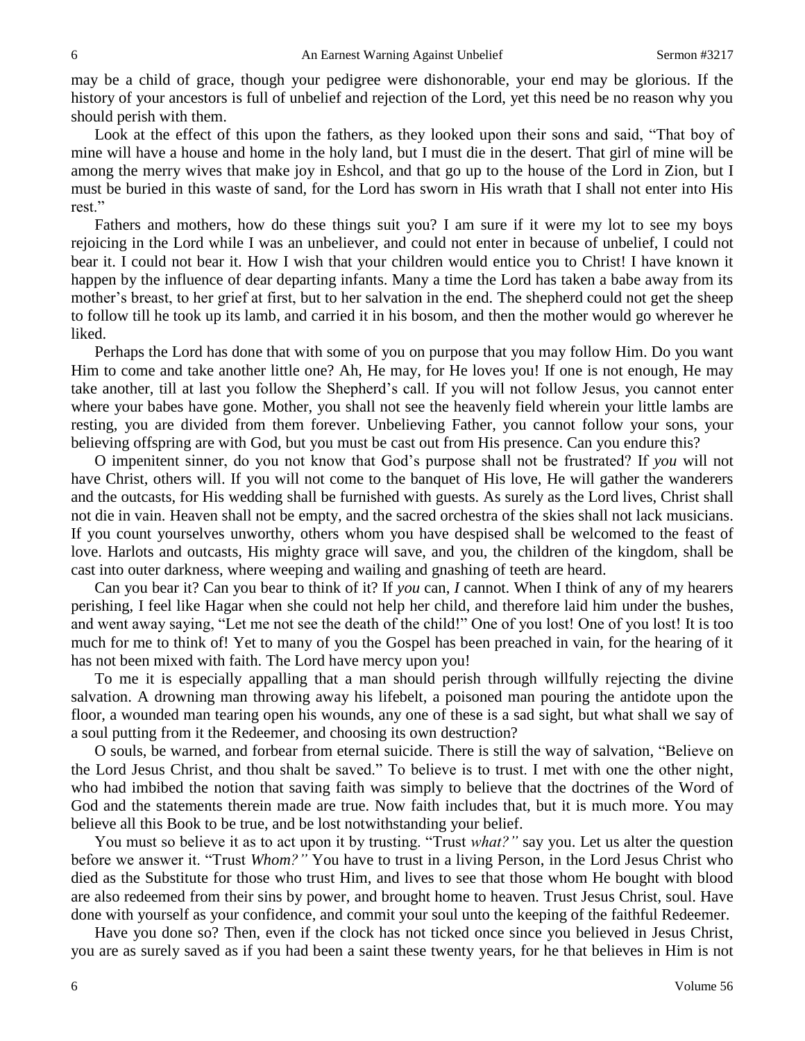may be a child of grace, though your pedigree were dishonorable, your end may be glorious. If the history of your ancestors is full of unbelief and rejection of the Lord, yet this need be no reason why you should perish with them.

Look at the effect of this upon the fathers, as they looked upon their sons and said, "That boy of mine will have a house and home in the holy land, but I must die in the desert. That girl of mine will be among the merry wives that make joy in Eshcol, and that go up to the house of the Lord in Zion, but I must be buried in this waste of sand, for the Lord has sworn in His wrath that I shall not enter into His rest."

Fathers and mothers, how do these things suit you? I am sure if it were my lot to see my boys rejoicing in the Lord while I was an unbeliever, and could not enter in because of unbelief, I could not bear it. I could not bear it. How I wish that your children would entice you to Christ! I have known it happen by the influence of dear departing infants. Many a time the Lord has taken a babe away from its mother's breast, to her grief at first, but to her salvation in the end. The shepherd could not get the sheep to follow till he took up its lamb, and carried it in his bosom, and then the mother would go wherever he liked.

Perhaps the Lord has done that with some of you on purpose that you may follow Him. Do you want Him to come and take another little one? Ah, He may, for He loves you! If one is not enough, He may take another, till at last you follow the Shepherd's call. If you will not follow Jesus, you cannot enter where your babes have gone. Mother, you shall not see the heavenly field wherein your little lambs are resting, you are divided from them forever. Unbelieving Father, you cannot follow your sons, your believing offspring are with God, but you must be cast out from His presence. Can you endure this?

O impenitent sinner, do you not know that God's purpose shall not be frustrated? If *you* will not have Christ, others will. If you will not come to the banquet of His love, He will gather the wanderers and the outcasts, for His wedding shall be furnished with guests. As surely as the Lord lives, Christ shall not die in vain. Heaven shall not be empty, and the sacred orchestra of the skies shall not lack musicians. If you count yourselves unworthy, others whom you have despised shall be welcomed to the feast of love. Harlots and outcasts, His mighty grace will save, and you, the children of the kingdom, shall be cast into outer darkness, where weeping and wailing and gnashing of teeth are heard.

Can you bear it? Can you bear to think of it? If *you* can, *I* cannot. When I think of any of my hearers perishing, I feel like Hagar when she could not help her child, and therefore laid him under the bushes, and went away saying, "Let me not see the death of the child!" One of you lost! One of you lost! It is too much for me to think of! Yet to many of you the Gospel has been preached in vain, for the hearing of it has not been mixed with faith. The Lord have mercy upon you!

To me it is especially appalling that a man should perish through willfully rejecting the divine salvation. A drowning man throwing away his lifebelt, a poisoned man pouring the antidote upon the floor, a wounded man tearing open his wounds, any one of these is a sad sight, but what shall we say of a soul putting from it the Redeemer, and choosing its own destruction?

O souls, be warned, and forbear from eternal suicide. There is still the way of salvation, "Believe on the Lord Jesus Christ, and thou shalt be saved." To believe is to trust. I met with one the other night, who had imbibed the notion that saving faith was simply to believe that the doctrines of the Word of God and the statements therein made are true. Now faith includes that, but it is much more. You may believe all this Book to be true, and be lost notwithstanding your belief.

You must so believe it as to act upon it by trusting. "Trust *what?"* say you. Let us alter the question before we answer it. "Trust *Whom?"* You have to trust in a living Person, in the Lord Jesus Christ who died as the Substitute for those who trust Him, and lives to see that those whom He bought with blood are also redeemed from their sins by power, and brought home to heaven. Trust Jesus Christ, soul. Have done with yourself as your confidence, and commit your soul unto the keeping of the faithful Redeemer.

Have you done so? Then, even if the clock has not ticked once since you believed in Jesus Christ, you are as surely saved as if you had been a saint these twenty years, for he that believes in Him is not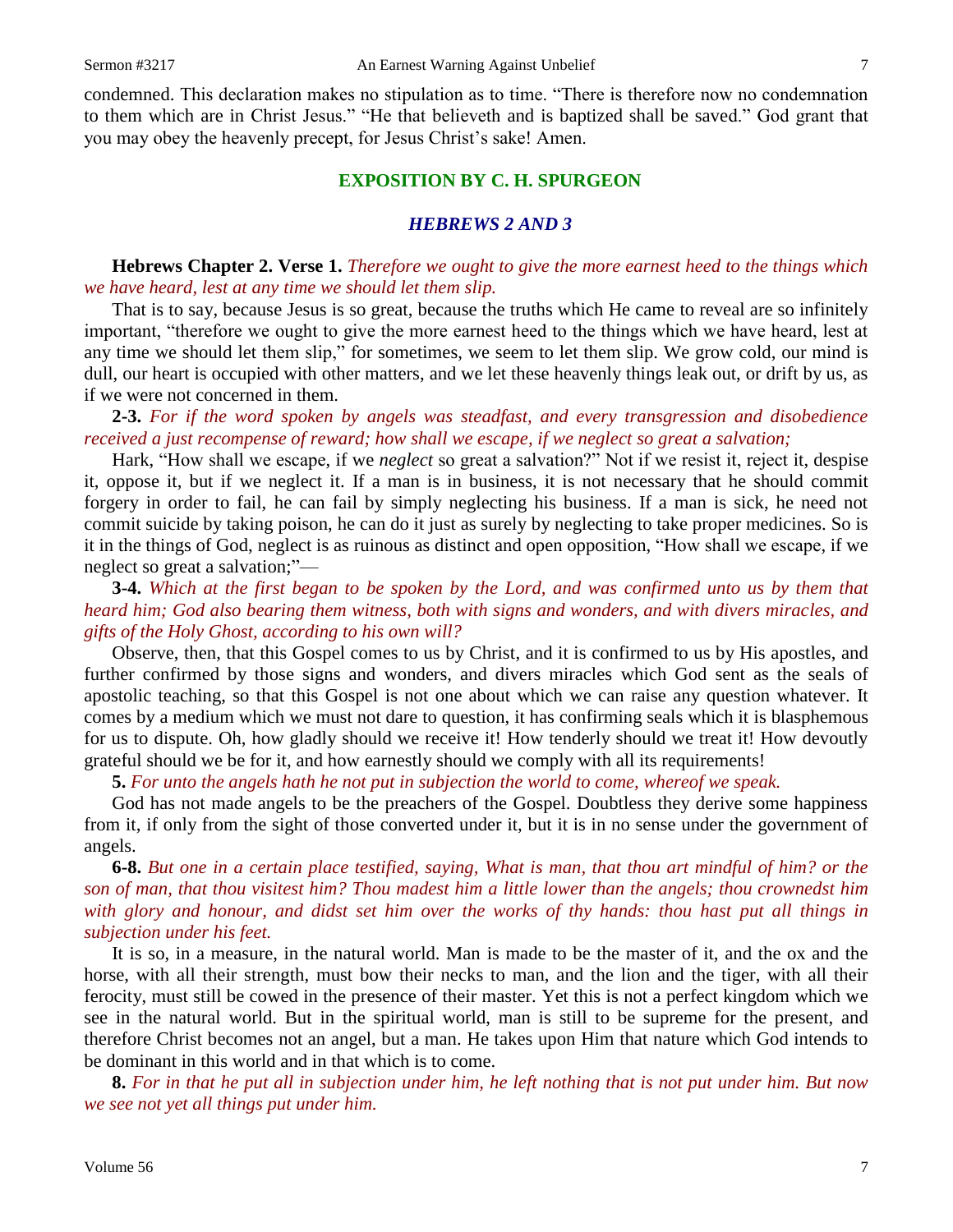condemned. This declaration makes no stipulation as to time. "There is therefore now no condemnation to them which are in Christ Jesus." "He that believeth and is baptized shall be saved." God grant that you may obey the heavenly precept, for Jesus Christ's sake! Amen.

## EXPOSITION BY C. H. SPURGEON

### *HEBREWS 2 AND 3*

**Hebrews Chapter 2. Verse 1.** *Therefore we ought to give the more earnest heed to the things which we have heard, lest at any time we should let them slip.*

That is to say, because Jesus is so great, because the truths which He came to reveal are so infinitely important, "therefore we ought to give the more earnest heed to the things which we have heard, lest at any time we should let them slip," for sometimes, we seem to let them slip. We grow cold, our mind is dull, our heart is occupied with other matters, and we let these heavenly things leak out, or drift by us, as if we were not concerned in them.

**2-3.** *For if the word spoken by angels was steadfast, and every transgression and disobedience received a just recompense of reward; how shall we escape, if we neglect so great a salvation;*

Hark, "How shall we escape, if we *neglect* so great a salvation?" Not if we resist it, reject it, despise it, oppose it, but if we neglect it. If a man is in business, it is not necessary that he should commit forgery in order to fail, he can fail by simply neglecting his business. If a man is sick, he need not commit suicide by taking poison, he can do it just as surely by neglecting to take proper medicines. So is it in the things of God, neglect is as ruinous as distinct and open opposition, "How shall we escape, if we neglect so great a salvation;"—

**3-4.** *Which at the first began to be spoken by the Lord, and was confirmed unto us by them that heard him; God also bearing them witness, both with signs and wonders, and with divers miracles, and gifts of the Holy Ghost, according to his own will?*

Observe, then, that this Gospel comes to us by Christ, and it is confirmed to us by His apostles, and further confirmed by those signs and wonders, and divers miracles which God sent as the seals of apostolic teaching, so that this Gospel is not one about which we can raise any question whatever. It comes by a medium which we must not dare to question, it has confirming seals which it is blasphemous for us to dispute. Oh, how gladly should we receive it! How tenderly should we treat it! How devoutly grateful should we be for it, and how earnestly should we comply with all its requirements!

**5.** *For unto the angels hath he not put in subjection the world to come, whereof we speak.*

God has not made angels to be the preachers of the Gospel. Doubtless they derive some happiness from it, if only from the sight of those converted under it, but it is in no sense under the government of angels.

**6-8.** *But one in a certain place testified, saying, What is man, that thou art mindful of him? or the son of man, that thou visitest him? Thou madest him a little lower than the angels; thou crownedst him with glory and honour, and didst set him over the works of thy hands: thou hast put all things in subjection under his feet.*

It is so, in a measure, in the natural world. Man is made to be the master of it, and the ox and the horse, with all their strength, must bow their necks to man, and the lion and the tiger, with all their ferocity, must still be cowed in the presence of their master. Yet this is not a perfect kingdom which we see in the natural world. But in the spiritual world, man is still to be supreme for the present, and therefore Christ becomes not an angel, but a man. He takes upon Him that nature which God intends to be dominant in this world and in that which is to come.

**8.** *For in that he put all in subjection under him, he left nothing that is not put under him. But now we see not yet all things put under him.*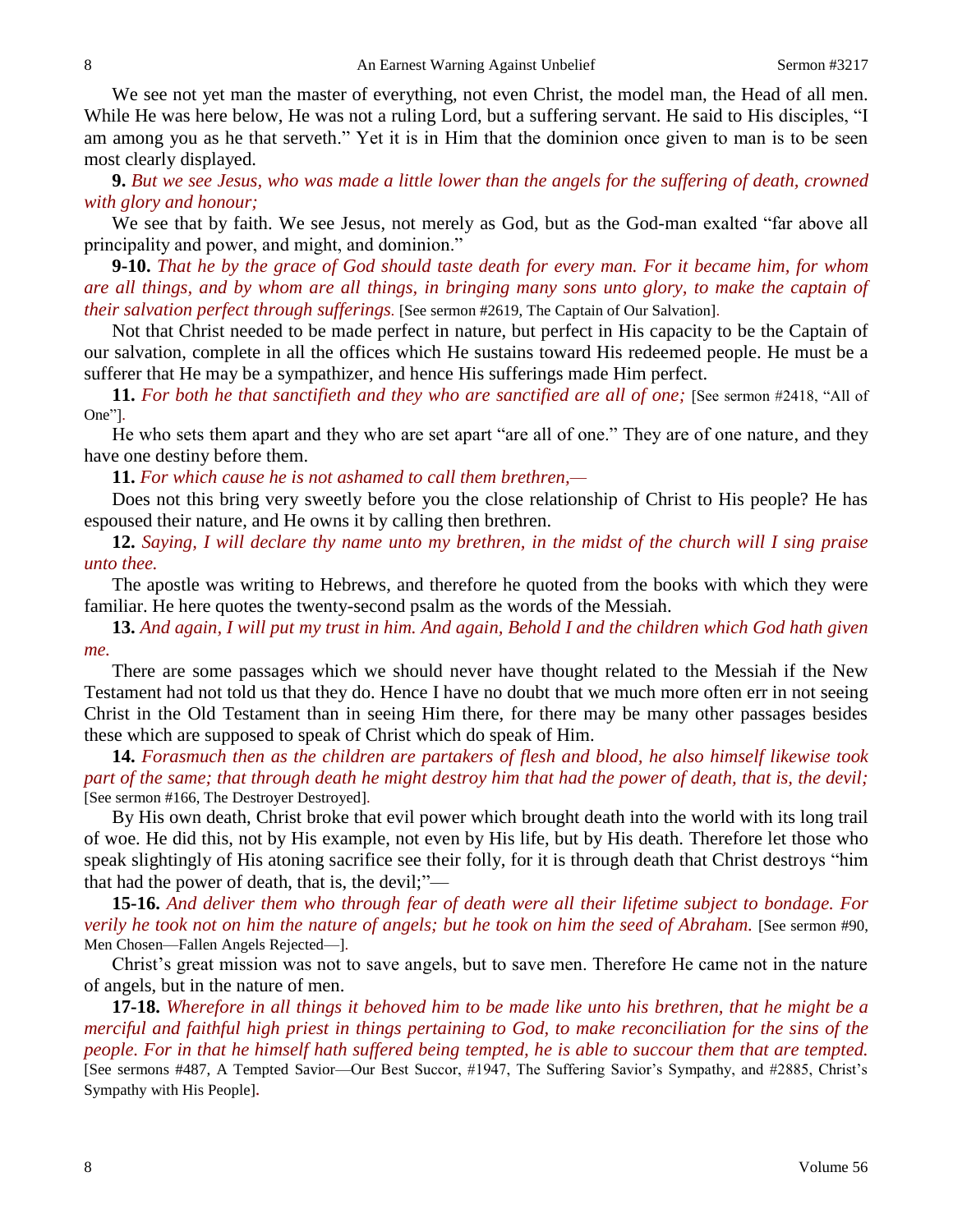We see not yet man the master of everything, not even Christ, the model man, the Head of all men. While He was here below, He was not a ruling Lord, but a suffering servant. He said to His disciples, "I am among you as he that serveth." Yet it is in Him that the dominion once given to man is to be seen most clearly displayed.

**9.** *But we see Jesus, who was made a little lower than the angels for the suffering of death, crowned with glory and honour;*

We see that by faith. We see Jesus, not merely as God, but as the God-man exalted "far above all principality and power, and might, and dominion."

**9-10.** *That he by the grace of God should taste death for every man. For it became him, for whom are all things, and by whom are all things, in bringing many sons unto glory, to make the captain of their salvation perfect through sufferings.* [See sermon #2619, The Captain of Our Salvation].

Not that Christ needed to be made perfect in nature, but perfect in His capacity to be the Captain of our salvation, complete in all the offices which He sustains toward His redeemed people. He must be a sufferer that He may be a sympathizer, and hence His sufferings made Him perfect.

**11.** *For both he that sanctifieth and they who are sanctified are all of one;* [See sermon #2418, "All of One"].

He who sets them apart and they who are set apart "are all of one." They are of one nature, and they have one destiny before them.

**11.** *For which cause he is not ashamed to call them brethren,—*

Does not this bring very sweetly before you the close relationship of Christ to His people? He has espoused their nature, and He owns it by calling then brethren.

**12.** *Saying, I will declare thy name unto my brethren, in the midst of the church will I sing praise unto thee.*

The apostle was writing to Hebrews, and therefore he quoted from the books with which they were familiar. He here quotes the twenty-second psalm as the words of the Messiah.

**13.** *And again, I will put my trust in him. And again, Behold I and the children which God hath given me.*

There are some passages which we should never have thought related to the Messiah if the New Testament had not told us that they do. Hence I have no doubt that we much more often err in not seeing Christ in the Old Testament than in seeing Him there, for there may be many other passages besides these which are supposed to speak of Christ which do speak of Him.

**14.** *Forasmuch then as the children are partakers of flesh and blood, he also himself likewise took part of the same; that through death he might destroy him that had the power of death, that is, the devil;* [See sermon #166, The Destroyer Destroyed].

By His own death, Christ broke that evil power which brought death into the world with its long trail of woe. He did this, not by His example, not even by His life, but by His death. Therefore let those who speak slightingly of His atoning sacrifice see their folly, for it is through death that Christ destroys "him that had the power of death, that is, the devil;"—

**15-16.** *And deliver them who through fear of death were all their lifetime subject to bondage. For verily he took not on him the nature of angels; but he took on him the seed of Abraham.* [See sermon #90, Men Chosen—Fallen Angels Rejected—].

Christ's great mission was not to save angels, but to save men. Therefore He came not in the nature of angels, but in the nature of men.

**17-18.** *Wherefore in all things it behoved him to be made like unto his brethren, that he might be a merciful and faithful high priest in things pertaining to God, to make reconciliation for the sins of the people. For in that he himself hath suffered being tempted, he is able to succour them that are tempted.* [See sermons #487, A Tempted Savior—Our Best Succor, #1947, The Suffering Savior's Sympathy, and #2885, Christ's Sympathy with His People].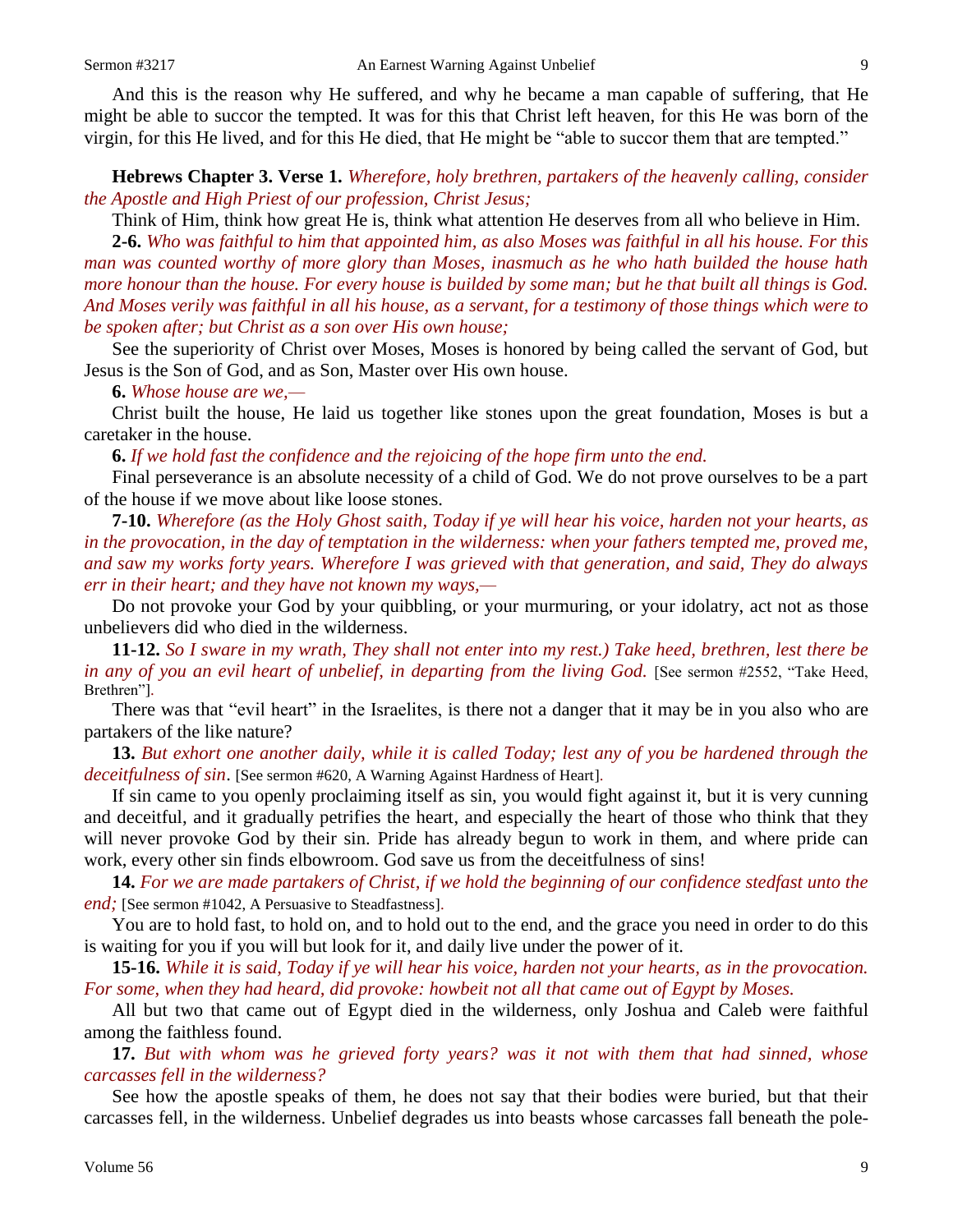And this is the reason why He suffered, and why he became a man capable of suffering, that He might be able to succor the tempted. It was for this that Christ left heaven, for this He was born of the virgin, for this He lived, and for this He died, that He might be "able to succor them that are tempted."

**Hebrews Chapter 3. Verse 1.** *Wherefore, holy brethren, partakers of the heavenly calling, consider the Apostle and High Priest of our profession, Christ Jesus;*

Think of Him, think how great He is, think what attention He deserves from all who believe in Him.

**2-6.** *Who was faithful to him that appointed him, as also Moses was faithful in all his house. For this man was counted worthy of more glory than Moses, inasmuch as he who hath builded the house hath more honour than the house. For every house is builded by some man; but he that built all things is God. And Moses verily was faithful in all his house, as a servant, for a testimony of those things which were to be spoken after; but Christ as a son over His own house;*

See the superiority of Christ over Moses, Moses is honored by being called the servant of God, but Jesus is the Son of God, and as Son, Master over His own house.

**6.** *Whose house are we,—*

Christ built the house, He laid us together like stones upon the great foundation, Moses is but a caretaker in the house.

**6.** *If we hold fast the confidence and the rejoicing of the hope firm unto the end.*

Final perseverance is an absolute necessity of a child of God. We do not prove ourselves to be a part of the house if we move about like loose stones.

**7-10.** *Wherefore (as the Holy Ghost saith, Today if ye will hear his voice, harden not your hearts, as in the provocation, in the day of temptation in the wilderness: when your fathers tempted me, proved me, and saw my works forty years. Wherefore I was grieved with that generation, and said, They do always err in their heart; and they have not known my ways,—*

Do not provoke your God by your quibbling, or your murmuring, or your idolatry, act not as those unbelievers did who died in the wilderness.

**11-12.** *So I sware in my wrath, They shall not enter into my rest.) Take heed, brethren, lest there be in any of you an evil heart of unbelief, in departing from the living God.* [See sermon #2552, "Take Heed, Brethren"].

There was that "evil heart" in the Israelites, is there not a danger that it may be in you also who are partakers of the like nature?

**13.** *But exhort one another daily, while it is called Today; lest any of you be hardened through the deceitfulness of sin*. [See sermon #620, A Warning Against Hardness of Heart].

If sin came to you openly proclaiming itself as sin, you would fight against it, but it is very cunning and deceitful, and it gradually petrifies the heart, and especially the heart of those who think that they will never provoke God by their sin. Pride has already begun to work in them, and where pride can work, every other sin finds elbowroom. God save us from the deceitfulness of sins!

**14.** *For we are made partakers of Christ, if we hold the beginning of our confidence stedfast unto the end;* [See sermon #1042, A Persuasive to Steadfastness].

You are to hold fast, to hold on, and to hold out to the end, and the grace you need in order to do this is waiting for you if you will but look for it, and daily live under the power of it.

**15-16.** *While it is said, Today if ye will hear his voice, harden not your hearts, as in the provocation. For some, when they had heard, did provoke: howbeit not all that came out of Egypt by Moses.*

All but two that came out of Egypt died in the wilderness, only Joshua and Caleb were faithful among the faithless found.

**17.** *But with whom was he grieved forty years? was it not with them that had sinned, whose carcasses fell in the wilderness?*

See how the apostle speaks of them, he does not say that their bodies were buried, but that their carcasses fell, in the wilderness. Unbelief degrades us into beasts whose carcasses fall beneath the pole-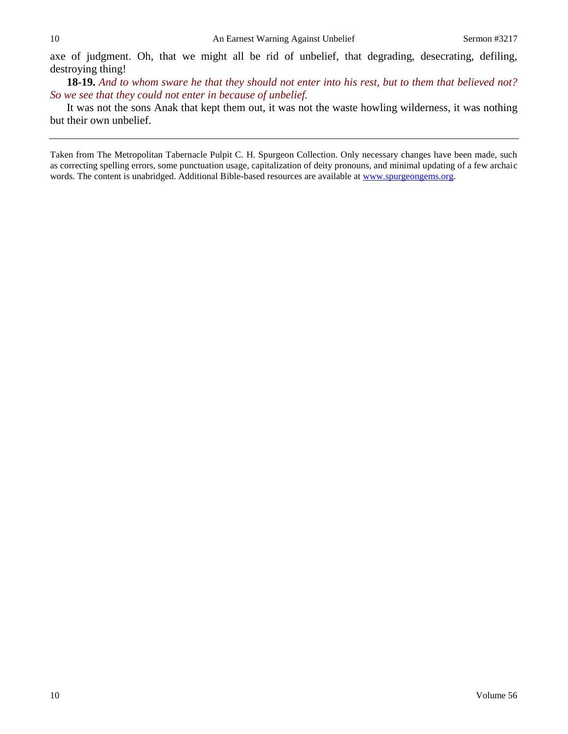axe of judgment. Oh, that we might all be rid of unbelief, that degrading, desecrating, defiling, destroying thing!

**18-19.** *And to whom sware he that they should not enter into his rest, but to them that believed not? So we see that they could not enter in because of unbelief.*

It was not the sons Anak that kept them out, it was not the waste howling wilderness, it was nothing but their own unbelief.

---

Taken from The Metropolitan Tabernacle Pulpit C. H. Spurgeon Collection. Only necessary changes have been made, such as correcting spelling errors, some punctuation usage, capitalization of deity pronouns, and minimal updating of a few archaic words. The content is unabridged. Additional Bible-based resources are available at www.spurgeongems.org.